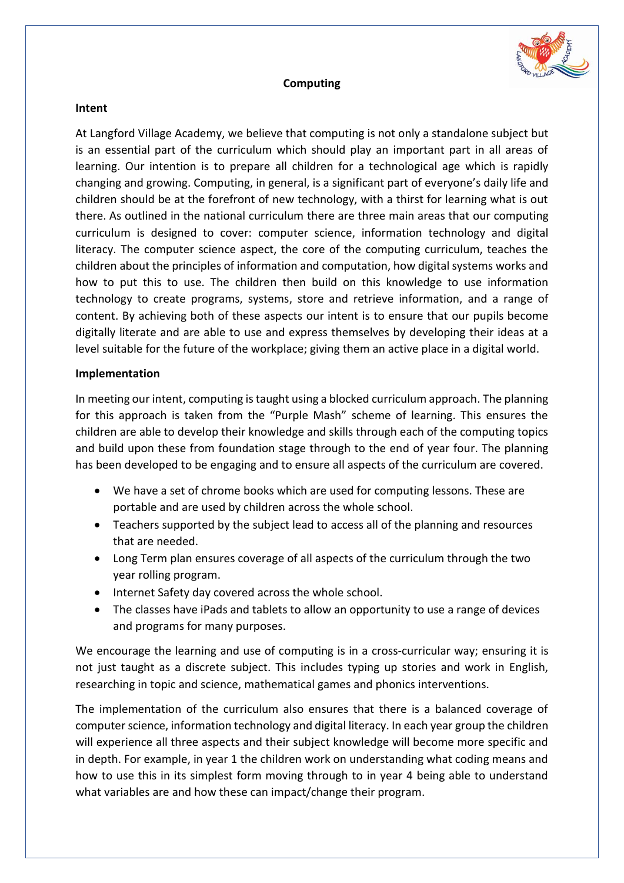# Computing

## Intent

At Langford Village Academy, we believe that computing is not only a standalone subject but is an essential part of the curriculum which should play an important part in all areas of learning. Our intention is to prepare all children for a technological age which is rapidly changing and growing. Computing, in general, is a significant part of everyone's daily life and children should be at the forefront of new technology, with a thirst for learning what is out there. As outlined in the national curriculum there are three main areas that our computing curriculum is designed to cover: computer science, information technology and digital literacy. The computer science aspect, the core of the computing curriculum, teaches the children about the principles of information and computation, how digital systems works and how to put this to use. The children then build on this knowledge to use information technology to create programs, systems, store and retrieve information, and a range of content. By achieving both of these aspects our intent is to ensure that our pupils become digitally literate and are able to use and express themselves by developing their ideas at a level suitable for the future of the workplace; giving them an active place in a digital world.

## Implementation

In meeting our intent, computing is taught using a blocked curriculum approach. The planning for this approach is taken from the "Purple Mash" scheme of learning. This ensures the children are able to develop their knowledge and skills through each of the computing topics and build upon these from foundation stage through to the end of year four. The planning has been developed to be engaging and to ensure all aspects of the curriculum are covered.

- We have a set of chrome books which are used for computing lessons. These are portable and are used by children across the whole school.
- Teachers supported by the subject lead to access all of the planning and resources that are needed.
- Long Term plan ensures coverage of all aspects of the curriculum through the two year rolling program.
- Internet Safety day covered across the whole school.
- The classes have iPads and tablets to allow an opportunity to use a range of devices and programs for many purposes.

We encourage the learning and use of computing is in a cross-curricular way; ensuring it is not just taught as a discrete subject. This includes typing up stories and work in English, researching in topic and science, mathematical games and phonics interventions.

The implementation of the curriculum also ensures that there is a balanced coverage of computer science, information technology and digital literacy. In each year group the children will experience all three aspects and their subject knowledge will become more specific and in depth. For example, in year 1 the children work on understanding what coding means and how to use this in its simplest form moving through to in year 4 being able to understand what variables are and how these can impact/change their program.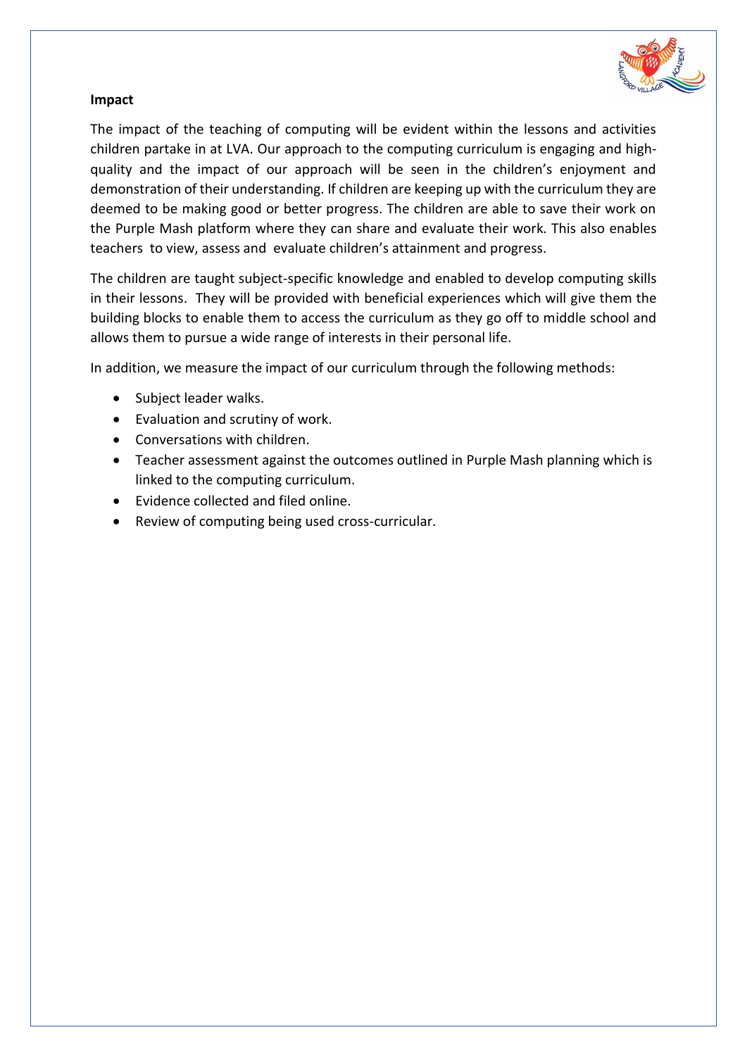**Impact**

The impact of the teaching of computing will be evident within the lessons and activities children partake in at LVA. Our approach to the computing curriculum is engaging and high-quality and the impact of our approach will be seen in the children's enjoyment and demonstration of their understanding. If children are keeping up with the curriculum they are deemed to be making good or better progress. The children are able to save their work on the Purple Mash platform where they can share and evaluate their work. This also enables teachers to view, assess and evaluate children's attainment and progress.

The children are taught subject-specific knowledge and enabled to develop computing skills in their lessons. They will be provided with beneficial experiences which will give them the building blocks to enable them to access the curriculum as they go off to middle school and allows them to pursue a wide range of interests in their personal life.

In addition, we measure the impact of our curriculum through the following methods:

- Subject leader walks.
- Evaluation and scrutiny of work.
- Conversations with children.
- Teacher assessment against the outcomes outlined in Purple Mash planning which is linked to the computing curriculum.
- Evidence collected and filed online.
- Review of computing being used cross-curricular.